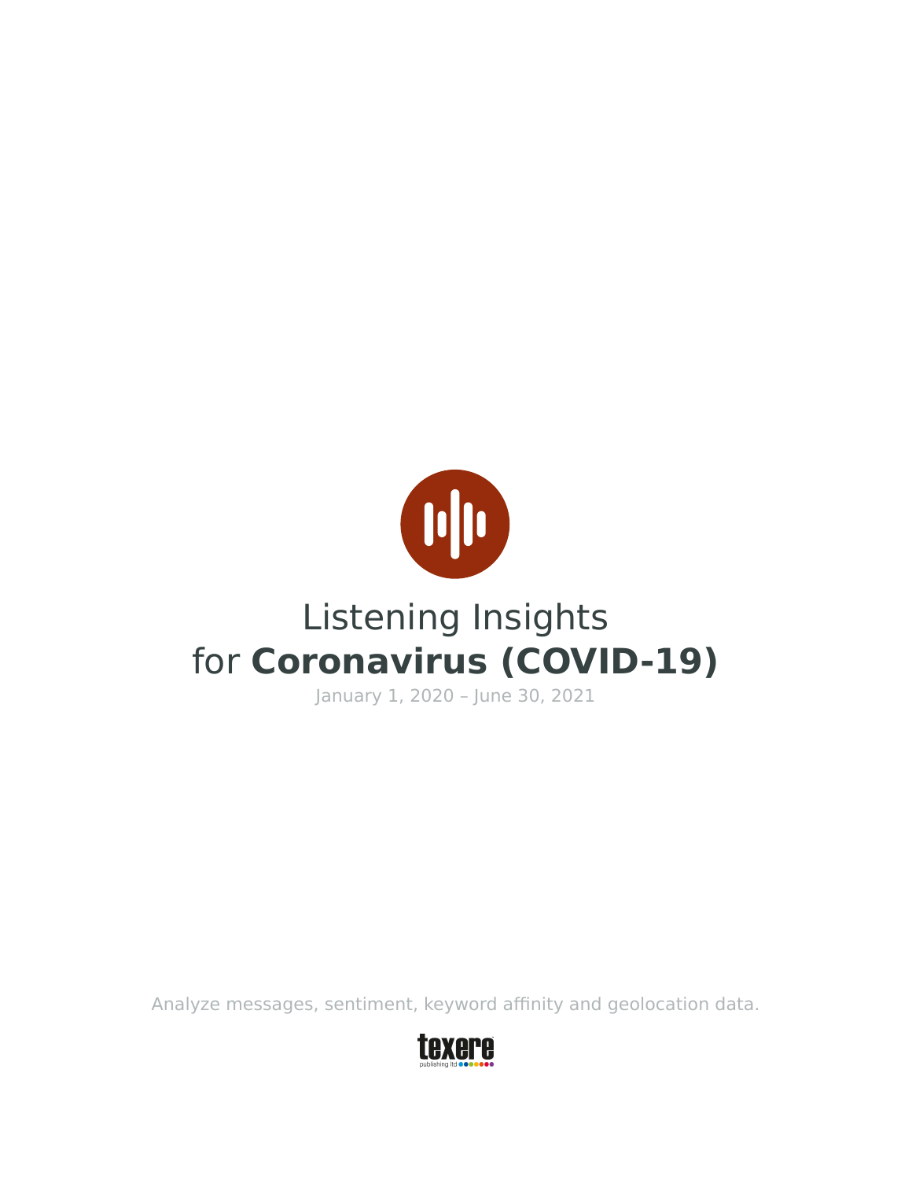# Listening Insights for **Coronavirus (COVID-19)**

January 1, 2020 – June 30, 2021

Analyze messages, sentiment, keyword affinity and geolocation data.

texere publishing ltd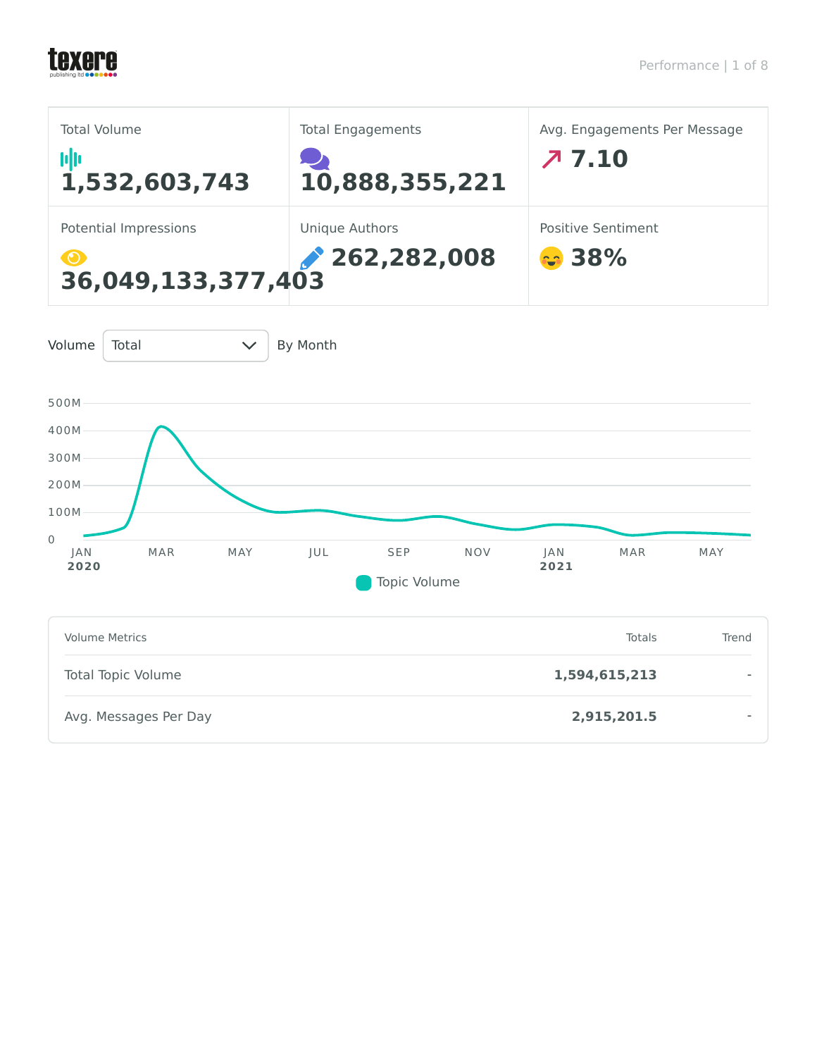| Total Volume | Total Engagements | Avg. Engagements Per Message |
|---|---|---|
| 1,532,603,743 | 10,888,355,221 | 7.10 |
| **Potential Impressions** | **Unique Authors** | **Positive Sentiment** |
| 36,049,133,377,403 | 262,282,008 | 38% |

Volume Total By Month

Topic Volume

| Volume Metrics | Totals | Trend |
|---|---|---|
| Total Topic Volume | **1,594,615,213** | - |
| Avg. Messages Per Day | **2,915,201.5** | - |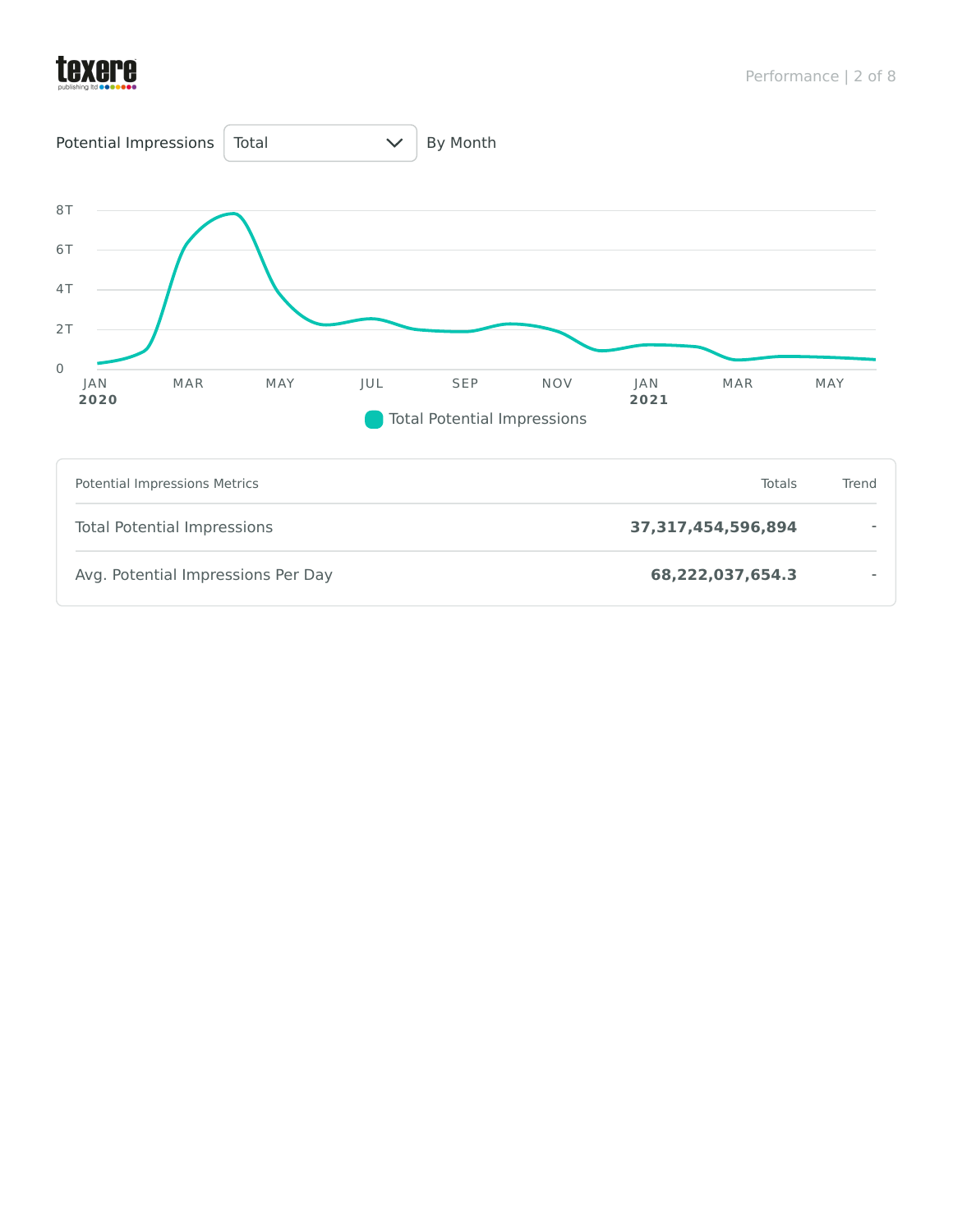Potential Impressions | Total | By Month

8T
6T
4T
2T
0

JAN 2020 | MAR | MAY | JUL | SEP | NOV | JAN 2021 | MAR | MAY

Total Potential Impressions

| Potential Impressions Metrics | Totals | Trend |
|---|---|---|
| Total Potential Impressions | **37,317,454,596,894** | - |
| Avg. Potential Impressions Per Day | **68,222,037,654.3** | - |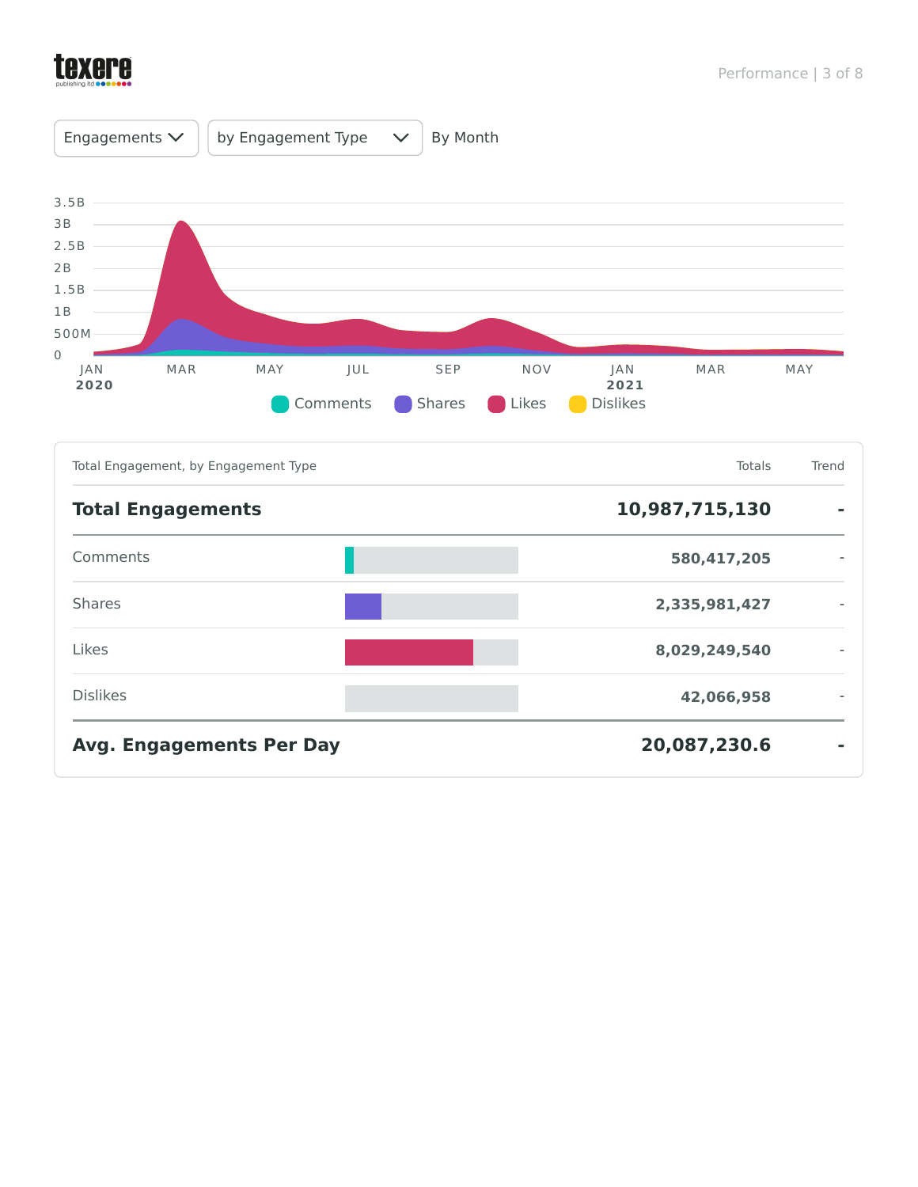Engagements | by Engagement Type | By Month

Comments | Shares | Likes | Dislikes

| Total Engagement, by Engagement Type | Totals | Trend |
|---|---|---|
| **Total Engagements** | **10,987,715,130** | **-** |
| Comments | 580,417,205 | - |
| Shares | 2,335,981,427 | - |
| Likes | 8,029,249,540 | - |
| Dislikes | 42,066,958 | - |
| **Avg. Engagements Per Day** | **20,087,230.6** | **-** |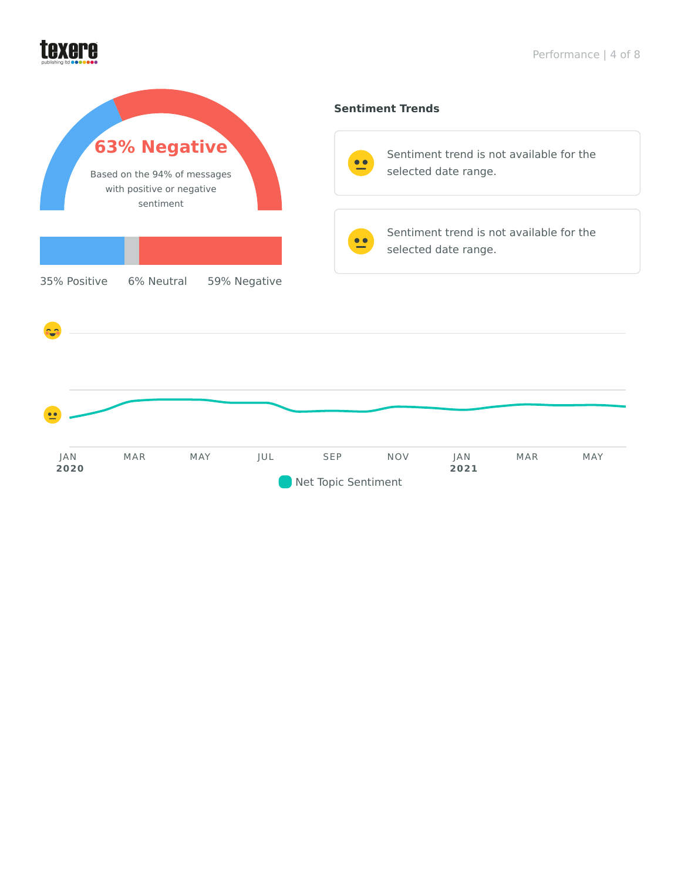**63% Negative**

Based on the 94% of messages with positive or negative sentiment

35% Positive | 6% Neutral | 59% Negative

## Sentiment Trends

Sentiment trend is not available for the selected date range.

Sentiment trend is not available for the selected date range.

JAN 2020 · MAR · MAY · JUL · SEP · NOV · JAN 2021 · MAR · MAY

Net Topic Sentiment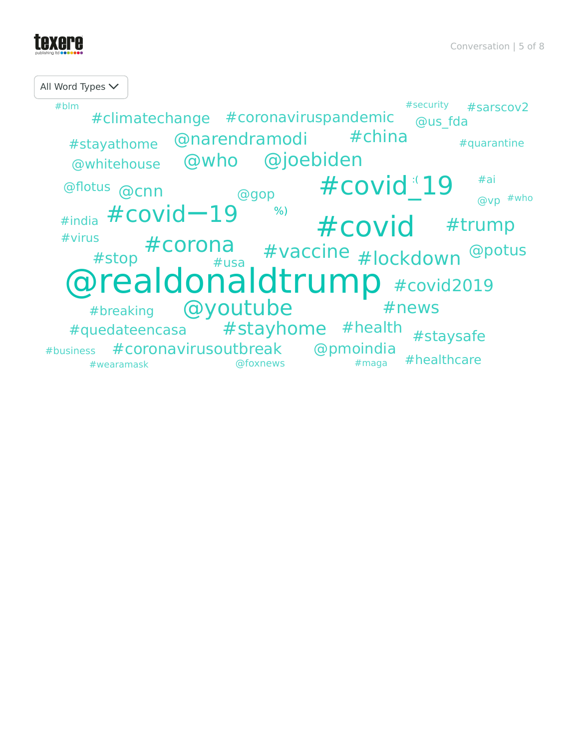All Word Types

#blm #climatechange #coronaviruspandemic #security #sarscov2 @us_fda

#stayathome @narendramodi #china #quarantine

@whitehouse @who @joebiden

@flotus @cnn @gop #covid_19 :( #ai @vp #who

#india #covid—19 %) #covid #trump

#virus #corona #vaccine @potus

#stop #usa #lockdown

@realdonaldtrump #covid2019

#breaking @youtube #news

#quedateencasa #stayhome #health #staysafe

#business #coronavirusoutbreak @pmoindia #healthcare

#wearamask @foxnews #maga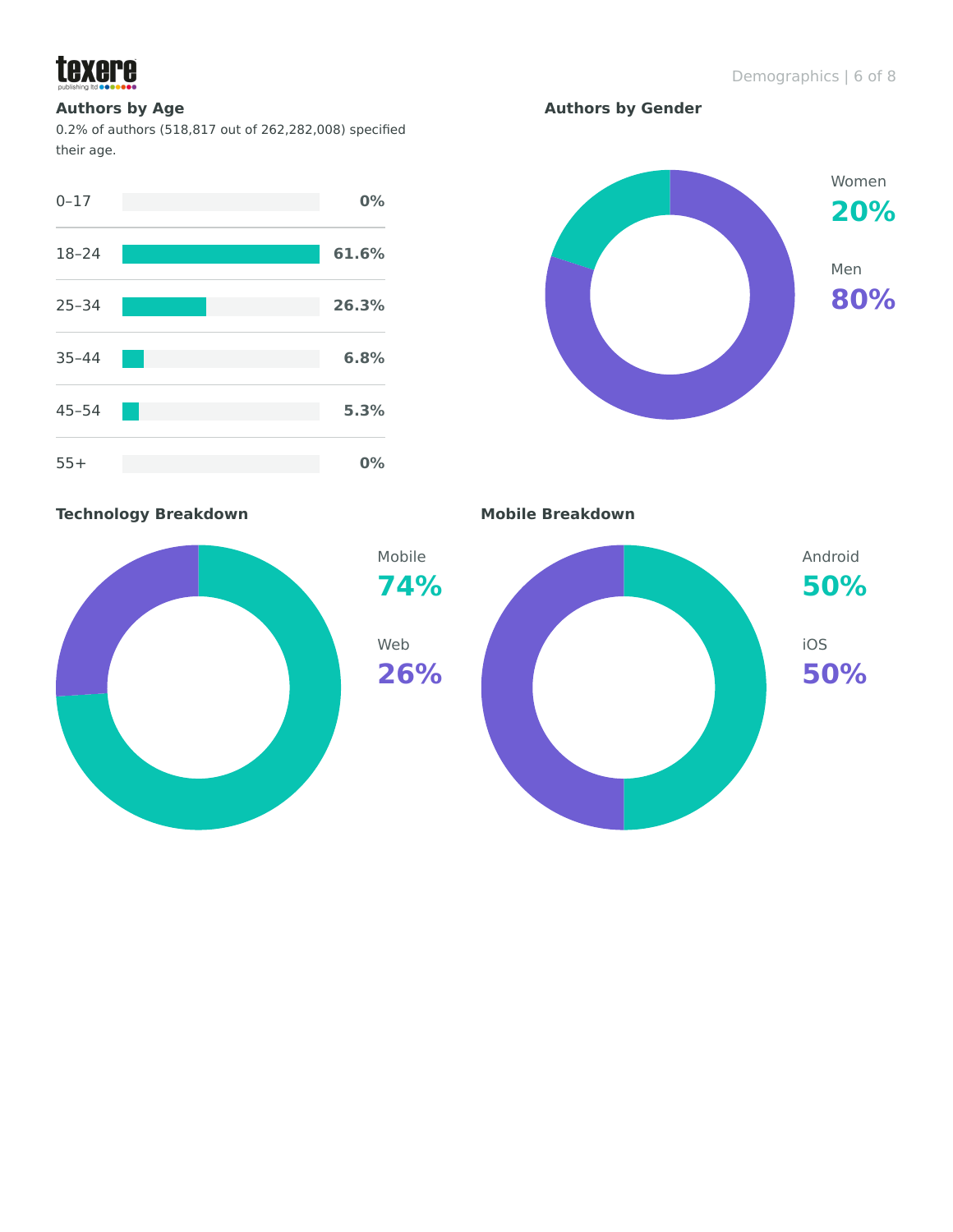## Authors by Age

0.2% of authors (518,817 out of 262,282,008) specified their age.

| Age | Percentage |
|---|---|
| 0–17 | 0% |
| 18–24 | 61.6% |
| 25–34 | 26.3% |
| 35–44 | 6.8% |
| 45–54 | 5.3% |
| 55+ | 0% |

## Authors by Gender

Women
**20%**

Men
**80%**

## Technology Breakdown

Mobile
**74%**

Web
**26%**

## Mobile Breakdown

Android
**50%**

iOS
**50%**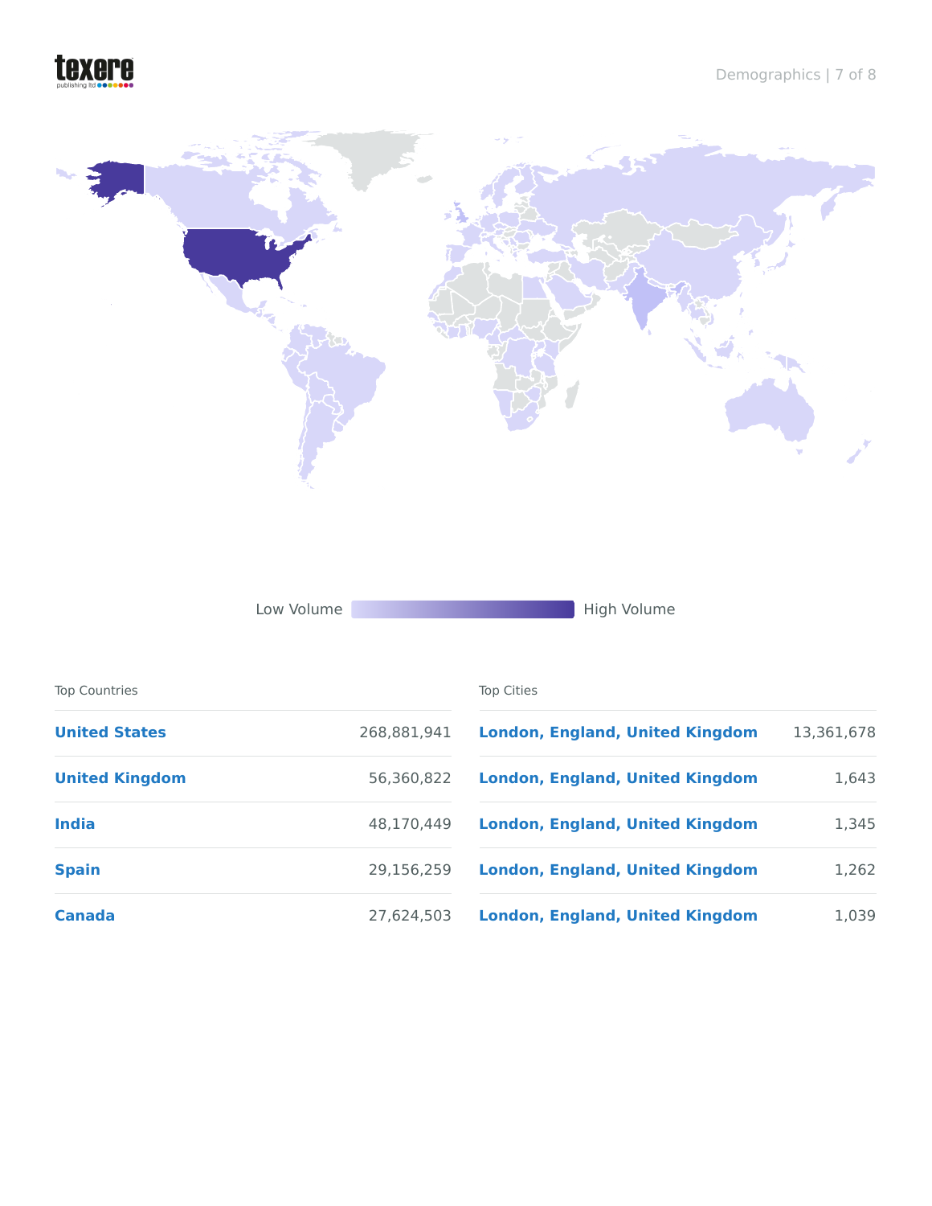Low Volume — High Volume

| Top Countries | |
|---|---|
| **United States** | 268,881,941 |
| **United Kingdom** | 56,360,822 |
| **India** | 48,170,449 |
| **Spain** | 29,156,259 |
| **Canada** | 27,624,503 |

| Top Cities | |
|---|---|
| **London, England, United Kingdom** | 13,361,678 |
| **London, England, United Kingdom** | 1,643 |
| **London, England, United Kingdom** | 1,345 |
| **London, England, United Kingdom** | 1,262 |
| **London, England, United Kingdom** | 1,039 |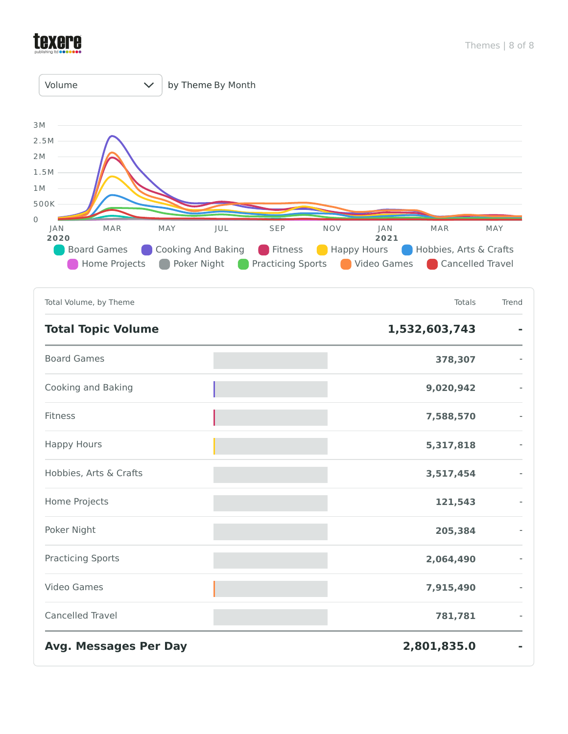Volume by Theme By Month

3M
2.5M
2M
1.5M
1M
500K
0

JAN 2020
MAR
MAY
JUL
SEP
NOV
JAN 2021
MAR
MAY

Board Games
Cooking And Baking
Fitness
Happy Hours
Hobbies, Arts & Crafts
Home Projects
Poker Night
Practicing Sports
Video Games
Cancelled Travel

| Total Volume, by Theme | Totals | Trend |
|---|---|---|
| **Total Topic Volume** | **1,532,603,743** | **-** |
| Board Games | 378,307 | - |
| Cooking and Baking | 9,020,942 | - |
| Fitness | 7,588,570 | - |
| Happy Hours | 5,317,818 | - |
| Hobbies, Arts & Crafts | 3,517,454 | - |
| Home Projects | 121,543 | - |
| Poker Night | 205,384 | - |
| Practicing Sports | 2,064,490 | - |
| Video Games | 7,915,490 | - |
| Cancelled Travel | 781,781 | - |
| **Avg. Messages Per Day** | **2,801,835.0** | **-** |